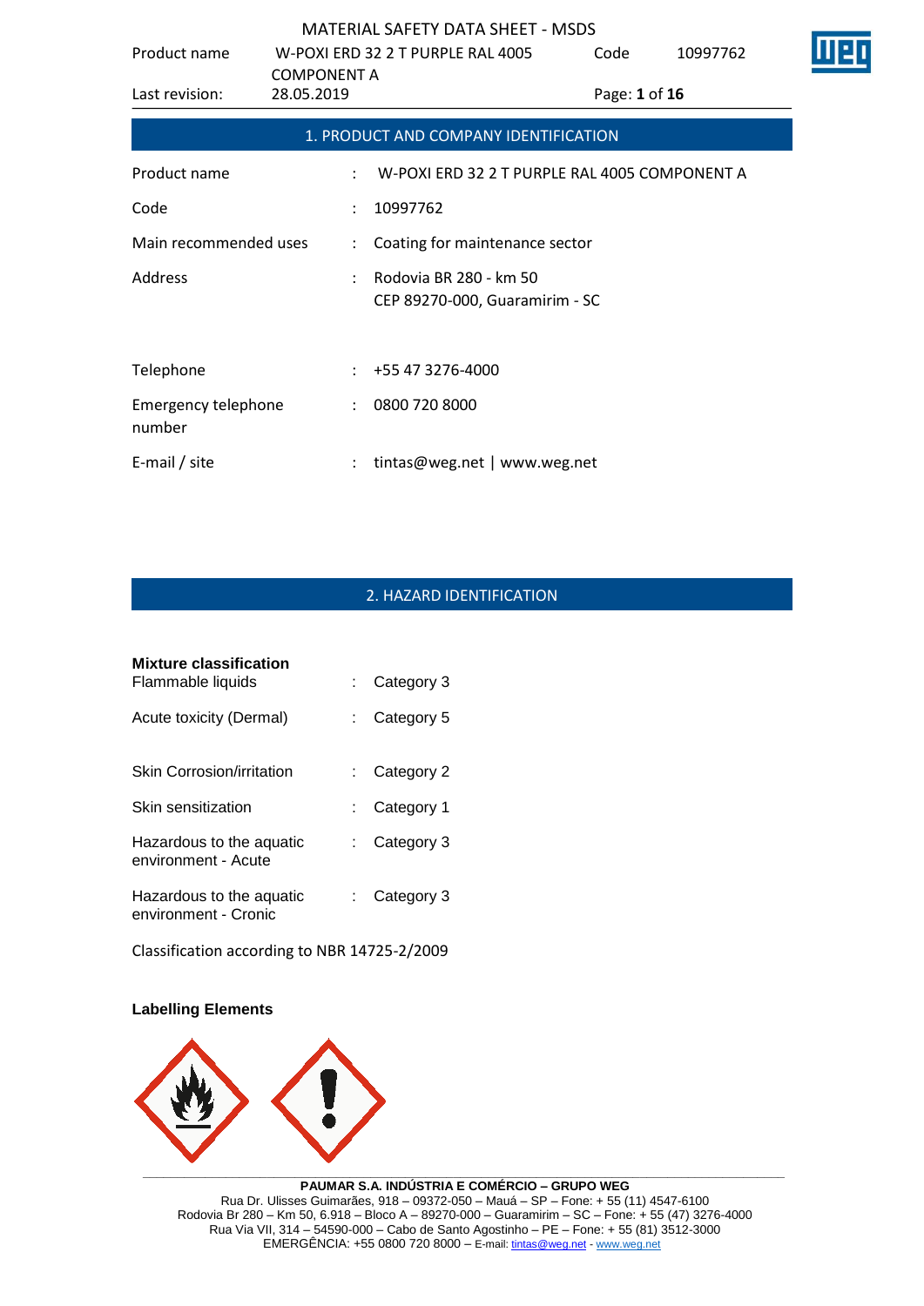## 1. PRODUCT AND COMPANY IDENTIFICATION

| | | |
|---|---|---|
| Product name | : | W-POXI ERD 32 2 T PURPLE RAL 4005 COMPONENT A |
| Code | : | 10997762 |
| Main recommended uses | : | Coating for maintenance sector |
| Address | : | Rodovia BR 280 - km 50<br>CEP 89270-000, Guaramirim - SC |
| Telephone | : | +55 47 3276-4000 |
| Emergency telephone number | : | 0800 720 8000 |
| E-mail / site | : | tintas@weg.net \| www.weg.net |

## 2. HAZARD IDENTIFICATION

**Mixture classification**

| | | |
|---|---|---|
| Flammable liquids | : | Category 3 |
| Acute toxicity (Dermal) | : | Category 5 |
| Skin Corrosion/irritation | : | Category 2 |
| Skin sensitization | : | Category 1 |
| Hazardous to the aquatic environment - Acute | : | Category 3 |
| Hazardous to the aquatic environment - Cronic | : | Category 3 |

Classification according to NBR 14725-2/2009

**Labelling Elements**

**PAUMAR S.A. INDÚSTRIA E COMÉRCIO – GRUPO WEG**
Rua Dr. Ulisses Guimarães, 918 – 09372-050 – Mauá – SP – Fone: + 55 (11) 4547-6100
Rodovia Br 280 – Km 50, 6.918 – Bloco A – 89270-000 – Guaramirim – SC – Fone: + 55 (47) 3276-4000
Rua Via VII, 314 – 54590-000 – Cabo de Santo Agostinho – PE – Fone: + 55 (81) 3512-3000
EMERGÊNCIA: +55 0800 720 8000 – E-mail: tintas@weg.net - www.weg.net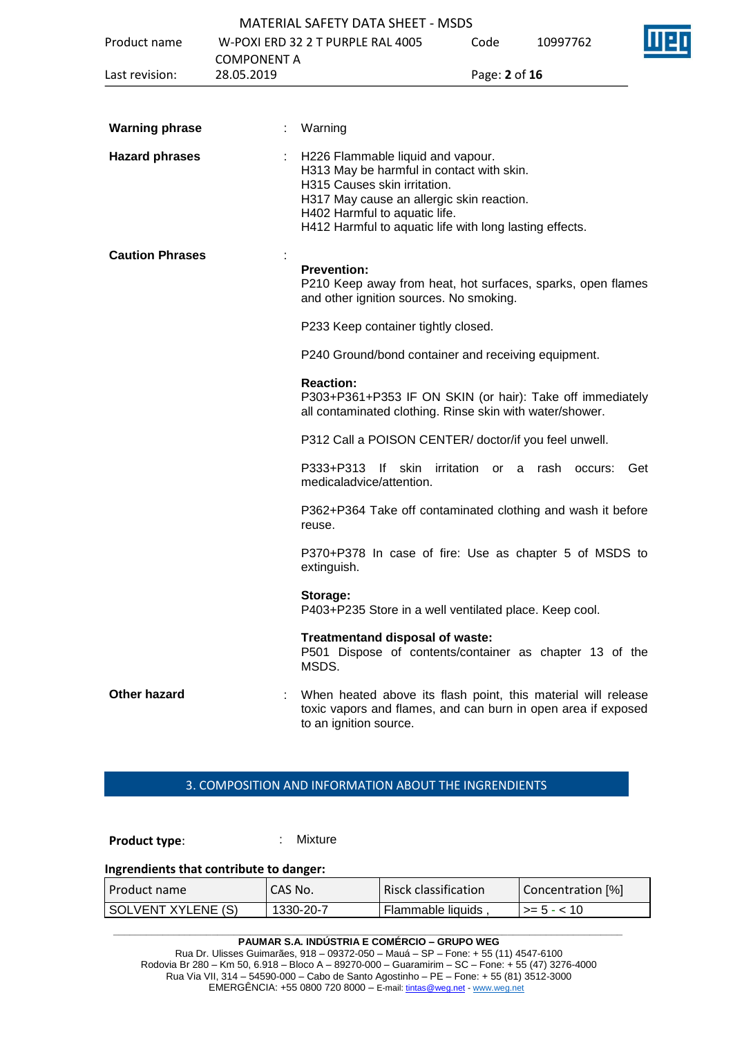**Warning phrase** : Warning

**Hazard phrases** : H226 Flammable liquid and vapour.
H313 May be harmful in contact with skin.
H315 Causes skin irritation.
H317 May cause an allergic skin reaction.
H402 Harmful to aquatic life.
H412 Harmful to aquatic life with long lasting effects.

**Caution Phrases** :

**Prevention:**
P210 Keep away from heat, hot surfaces, sparks, open flames and other ignition sources. No smoking.

P233 Keep container tightly closed.

P240 Ground/bond container and receiving equipment.

**Reaction:**
P303+P361+P353 IF ON SKIN (or hair): Take off immediately all contaminated clothing. Rinse skin with water/shower.

P312 Call a POISON CENTER/ doctor/if you feel unwell.

P333+P313 If skin irritation or a rash occurs: Get medicaladvice/attention.

P362+P364 Take off contaminated clothing and wash it before reuse.

P370+P378 In case of fire: Use as chapter 5 of MSDS to extinguish.

**Storage:**
P403+P235 Store in a well ventilated place. Keep cool.

**Treatmentand disposal of waste:**
P501 Dispose of contents/container as chapter 13 of the MSDS.

**Other hazard** : When heated above its flash point, this material will release toxic vapors and flames, and can burn in open area if exposed to an ignition source.

## 3. COMPOSITION AND INFORMATION ABOUT THE INGRENDIENTS

**Product type**: Mixture

**Ingrendients that contribute to danger:**

| Product name | CAS No. | Risck classification | Concentration [%] |
|---|---|---|---|
| SOLVENT XYLENE (S) | 1330-20-7 | Flammable liquids , | >= 5 - < 10 |

**PAUMAR S.A. INDÚSTRIA E COMÉRCIO – GRUPO WEG**
Rua Dr. Ulisses Guimarães, 918 – 09372-050 – Mauá – SP – Fone: + 55 (11) 4547-6100
Rodovia Br 280 – Km 50, 6.918 – Bloco A – 89270-000 – Guaramirim – SC – Fone: + 55 (47) 3276-4000
Rua Via VII, 314 – 54590-000 – Cabo de Santo Agostinho – PE – Fone: + 55 (81) 3512-3000
EMERGÊNCIA: +55 0800 720 8000 – E-mail: tintas@weg.net - www.weg.net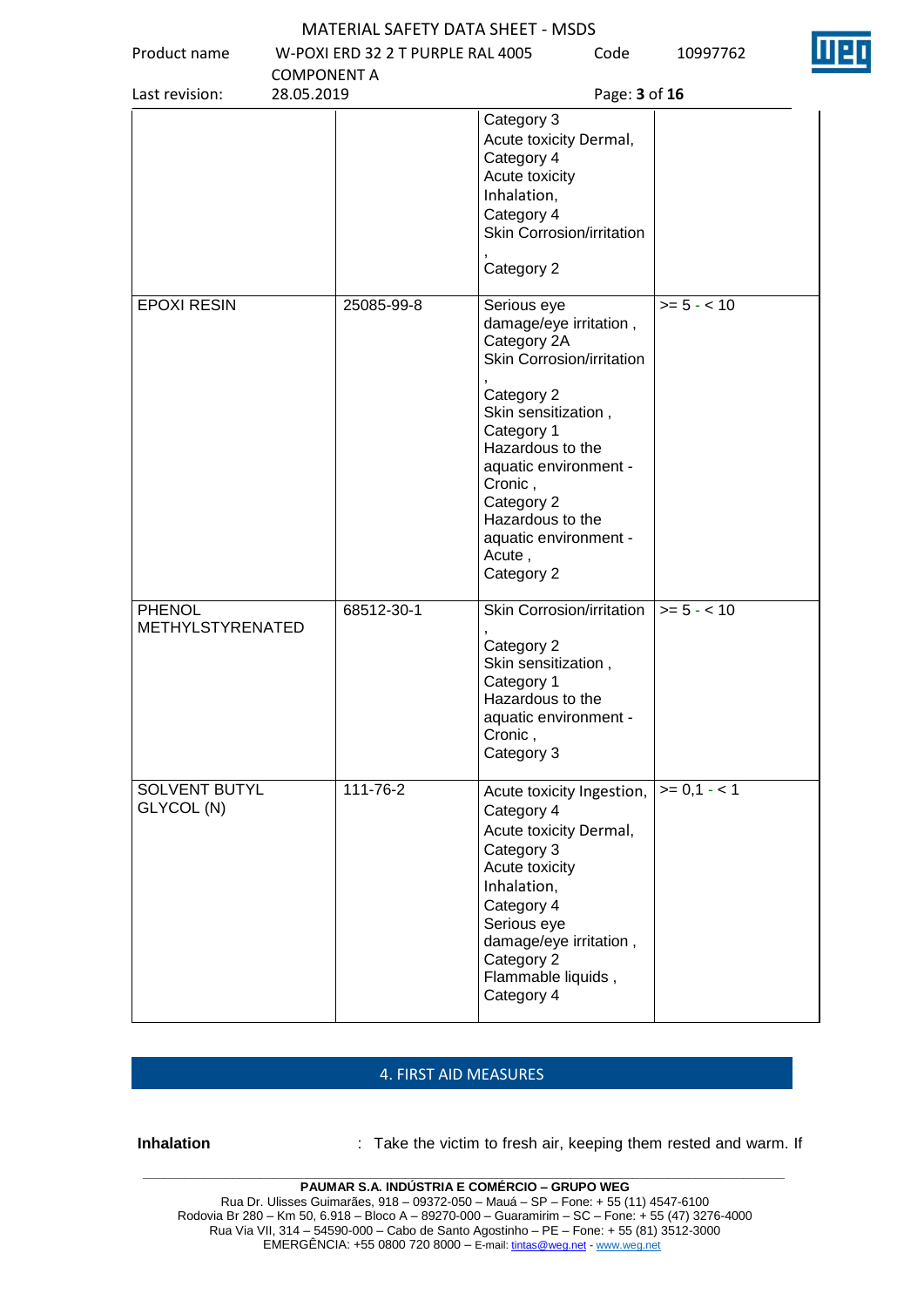| | | | |
|---|---|---|---|
| | | Category 3<br>Acute toxicity Dermal, Category 4<br>Acute toxicity Inhalation, Category 4<br>Skin Corrosion/irritation , Category 2 | |
| EPOXI RESIN | 25085-99-8 | Serious eye damage/eye irritation , Category 2A<br>Skin Corrosion/irritation , Category 2<br>Skin sensitization , Category 1<br>Hazardous to the aquatic environment - Cronic , Category 2<br>Hazardous to the aquatic environment - Acute , Category 2 | >= 5 - < 10 |
| PHENOL METHYLSTYRENATED | 68512-30-1 | Skin Corrosion/irritation , Category 2<br>Skin sensitization , Category 1<br>Hazardous to the aquatic environment - Cronic , Category 3 | >= 5 - < 10 |
| SOLVENT BUTYL GLYCOL (N) | 111-76-2 | Acute toxicity Ingestion, Category 4<br>Acute toxicity Dermal, Category 3<br>Acute toxicity Inhalation, Category 4<br>Serious eye damage/eye irritation , Category 2<br>Flammable liquids , Category 4 | >= 0,1 - < 1 |

## 4. FIRST AID MEASURES

**Inhalation** : Take the victim to fresh air, keeping them rested and warm. If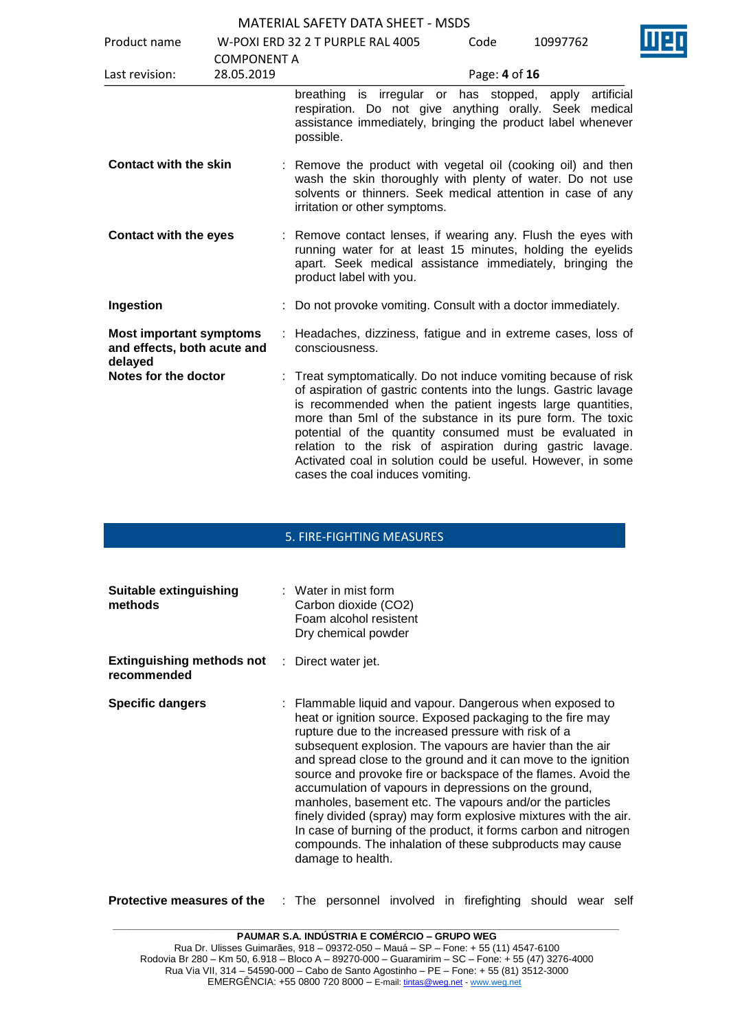breathing is irregular or has stopped, apply artificial respiration. Do not give anything orally. Seek medical assistance immediately, bringing the product label whenever possible.

**Contact with the skin** : Remove the product with vegetal oil (cooking oil) and then wash the skin thoroughly with plenty of water. Do not use solvents or thinners. Seek medical attention in case of any irritation or other symptoms.

**Contact with the eyes** : Remove contact lenses, if wearing any. Flush the eyes with running water for at least 15 minutes, holding the eyelids apart. Seek medical assistance immediately, bringing the product label with you.

**Ingestion** : Do not provoke vomiting. Consult with a doctor immediately.

**Most important symptoms and effects, both acute and delayed** : Headaches, dizziness, fatigue and in extreme cases, loss of consciousness.

**Notes for the doctor** : Treat symptomatically. Do not induce vomiting because of risk of aspiration of gastric contents into the lungs. Gastric lavage is recommended when the patient ingests large quantities, more than 5ml of the substance in its pure form. The toxic potential of the quantity consumed must be evaluated in relation to the risk of aspiration during gastric lavage. Activated coal in solution could be useful. However, in some cases the coal induces vomiting.

## 5. FIRE-FIGHTING MEASURES

**Suitable extinguishing methods** : Water in mist form
Carbon dioxide ($CO_2$)
Foam alcohol resistent
Dry chemical powder

**Extinguishing methods not recommended** : Direct water jet.

**Specific dangers** : Flammable liquid and vapour. Dangerous when exposed to heat or ignition source. Exposed packaging to the fire may rupture due to the increased pressure with risk of a subsequent explosion. The vapours are havier than the air and spread close to the ground and it can move to the ignition source and provoke fire or backspace of the flames. Avoid the accumulation of vapours in depressions on the ground, manholes, basement etc. The vapours and/or the particles finely divided (spray) may form explosive mixtures with the air. In case of burning of the product, it forms carbon and nitrogen compounds. The inhalation of these subproducts may cause damage to health.

**Protective measures of the** : The personnel involved in firefighting should wear self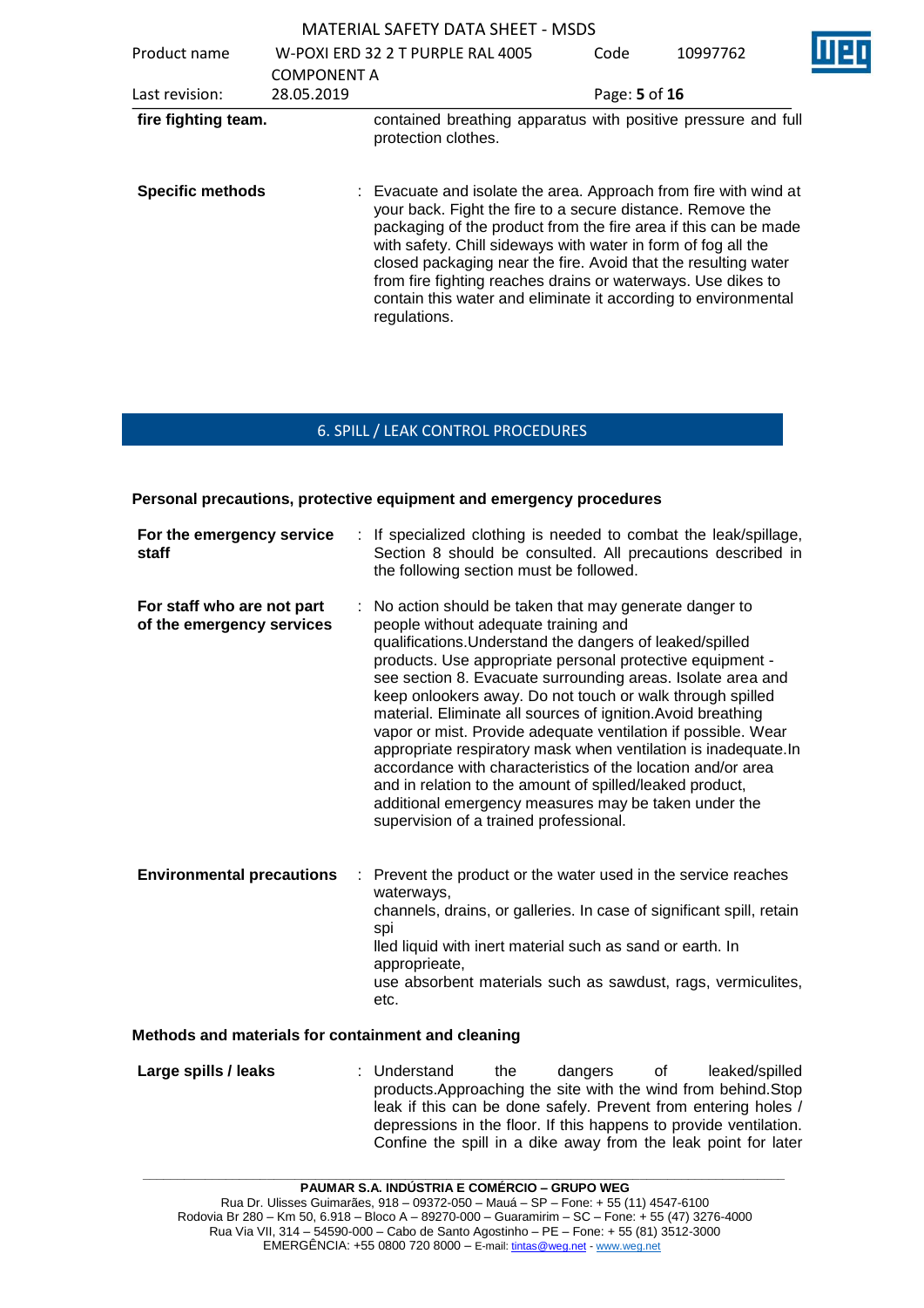| | | |
|---|---|---|
| **fire fighting team.** | | contained breathing apparatus with positive pressure and full protection clothes. |
| **Specific methods** | : | Evacuate and isolate the area. Approach from fire with wind at your back. Fight the fire to a secure distance. Remove the packaging of the product from the fire area if this can be made with safety. Chill sideways with water in form of fog all the closed packaging near the fire. Avoid that the resulting water from fire fighting reaches drains or waterways. Use dikes to contain this water and eliminate it according to environmental regulations. |

## 6. SPILL / LEAK CONTROL PROCEDURES

**Personal precautions, protective equipment and emergency procedures**

| | | |
|---|---|---|
| **For the emergency service staff** | : | If specialized clothing is needed to combat the leak/spillage, Section 8 should be consulted. All precautions described in the following section must be followed. |
| **For staff who are not part of the emergency services** | : | No action should be taken that may generate danger to people without adequate training and qualifications.Understand the dangers of leaked/spilled products. Use appropriate personal protective equipment - see section 8. Evacuate surrounding areas. Isolate area and keep onlookers away. Do not touch or walk through spilled material. Eliminate all sources of ignition.Avoid breathing vapor or mist. Provide adequate ventilation if possible. Wear appropriate respiratory mask when ventilation is inadequate.In accordance with characteristics of the location and/or area and in relation to the amount of spilled/leaked product, additional emergency measures may be taken under the supervision of a trained professional. |
| **Environmental precautions** | : | Prevent the product or the water used in the service reaches waterways, channels, drains, or galleries. In case of significant spill, retain spi lled liquid with inert material such as sand or earth. In approprieate, use absorbent materials such as sawdust, rags, vermiculites, etc. |

**Methods and materials for containment and cleaning**

| | | |
|---|---|---|
| **Large spills / leaks** | : | Understand the dangers of leaked/spilled products.Approaching the site with the wind from behind.Stop leak if this can be done safely. Prevent from entering holes / depressions in the floor. If this happens to provide ventilation. Confine the spill in a dike away from the leak point for later |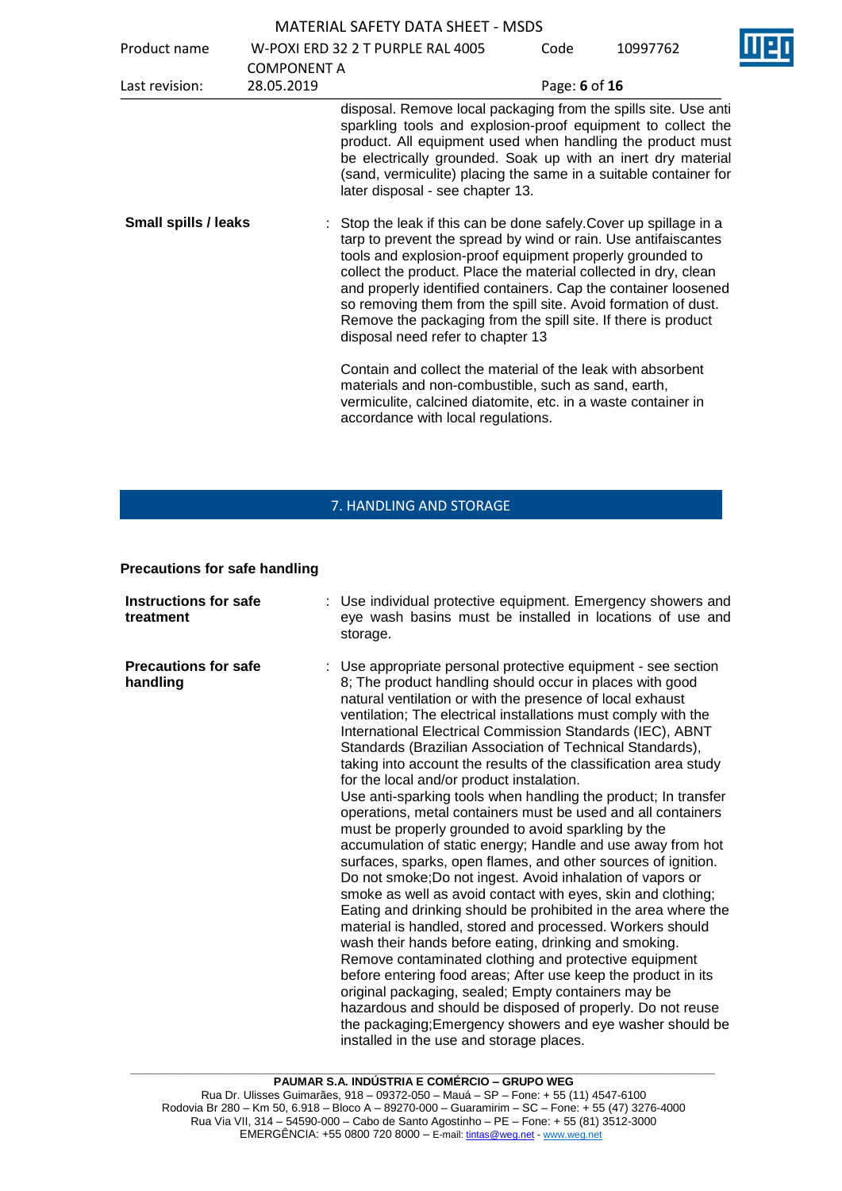disposal. Remove local packaging from the spills site. Use anti sparkling tools and explosion-proof equipment to collect the product. All equipment used when handling the product must be electrically grounded. Soak up with an inert dry material (sand, vermiculite) placing the same in a suitable container for later disposal - see chapter 13.

**Small spills / leaks** : Stop the leak if this can be done safely.Cover up spillage in a tarp to prevent the spread by wind or rain. Use antifaiscantes tools and explosion-proof equipment properly grounded to collect the product. Place the material collected in dry, clean and properly identified containers. Cap the container loosened so removing them from the spill site. Avoid formation of dust. Remove the packaging from the spill site. If there is product disposal need refer to chapter 13

Contain and collect the material of the leak with absorbent materials and non-combustible, such as sand, earth, vermiculite, calcined diatomite, etc. in a waste container in accordance with local regulations.

## 7. HANDLING AND STORAGE

### Precautions for safe handling

**Instructions for safe treatment** : Use individual protective equipment. Emergency showers and eye wash basins must be installed in locations of use and storage.

**Precautions for safe handling** : Use appropriate personal protective equipment - see section 8; The product handling should occur in places with good natural ventilation or with the presence of local exhaust ventilation; The electrical installations must comply with the International Electrical Commission Standards (IEC), ABNT Standards (Brazilian Association of Technical Standards), taking into account the results of the classification area study for the local and/or product instalation.
Use anti-sparking tools when handling the product; In transfer operations, metal containers must be used and all containers must be properly grounded to avoid sparkling by the accumulation of static energy; Handle and use away from hot surfaces, sparks, open flames, and other sources of ignition. Do not smoke;Do not ingest. Avoid inhalation of vapors or smoke as well as avoid contact with eyes, skin and clothing; Eating and drinking should be prohibited in the area where the material is handled, stored and processed. Workers should wash their hands before eating, drinking and smoking. Remove contaminated clothing and protective equipment before entering food areas; After use keep the product in its original packaging, sealed; Empty containers may be hazardous and should be disposed of properly. Do not reuse the packaging;Emergency showers and eye washer should be installed in the use and storage places.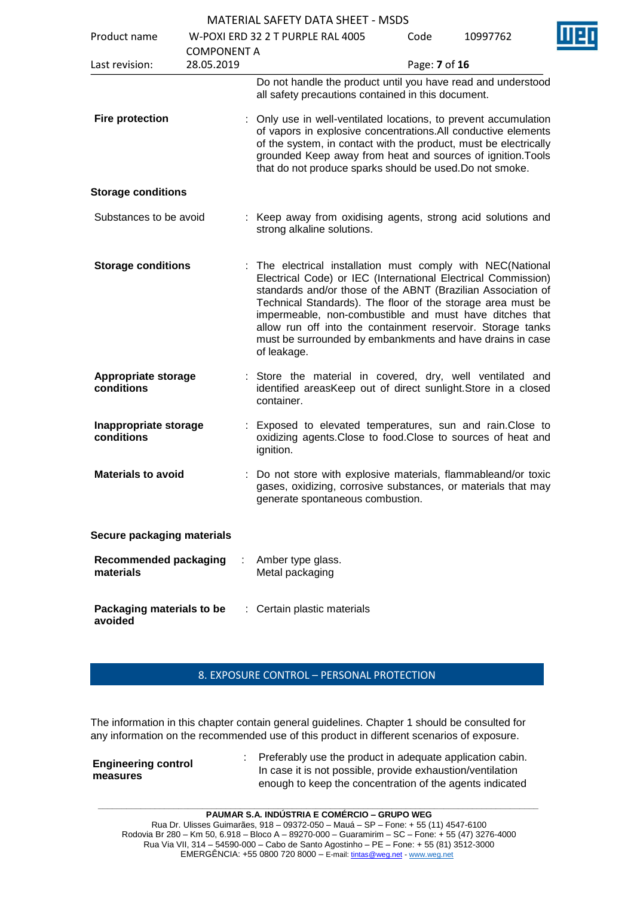Do not handle the product until you have read and understood all safety precautions contained in this document.

**Fire protection** : Only use in well-ventilated locations, to prevent accumulation of vapors in explosive concentrations.All conductive elements of the system, in contact with the product, must be electrically grounded Keep away from heat and sources of ignition.Tools that do not produce sparks should be used.Do not smoke.

**Storage conditions**

Substances to be avoid : Keep away from oxidising agents, strong acid solutions and strong alkaline solutions.

**Storage conditions** : The electrical installation must comply with NEC(National Electrical Code) or IEC (International Electrical Commission) standards and/or those of the ABNT (Brazilian Association of Technical Standards). The floor of the storage area must be impermeable, non-combustible and must have ditches that allow run off into the containment reservoir. Storage tanks must be surrounded by embankments and have drains in case of leakage.

**Appropriate storage conditions** : Store the material in covered, dry, well ventilated and identified areasKeep out of direct sunlight.Store in a closed container.

**Inappropriate storage conditions** : Exposed to elevated temperatures, sun and rain.Close to oxidizing agents.Close to food.Close to sources of heat and ignition.

**Materials to avoid** : Do not store with explosive materials, flammableand/or toxic gases, oxidizing, corrosive substances, or materials that may generate spontaneous combustion.

**Secure packaging materials**

**Recommended packaging materials** : Amber type glass.
Metal packaging

**Packaging materials to be avoided** : Certain plastic materials

## 8. EXPOSURE CONTROL – PERSONAL PROTECTION

The information in this chapter contain general guidelines. Chapter 1 should be consulted for any information on the recommended use of this product in different scenarios of exposure.

**Engineering control measures** : Preferably use the product in adequate application cabin. In case it is not possible, provide exhaustion/ventilation enough to keep the concentration of the agents indicated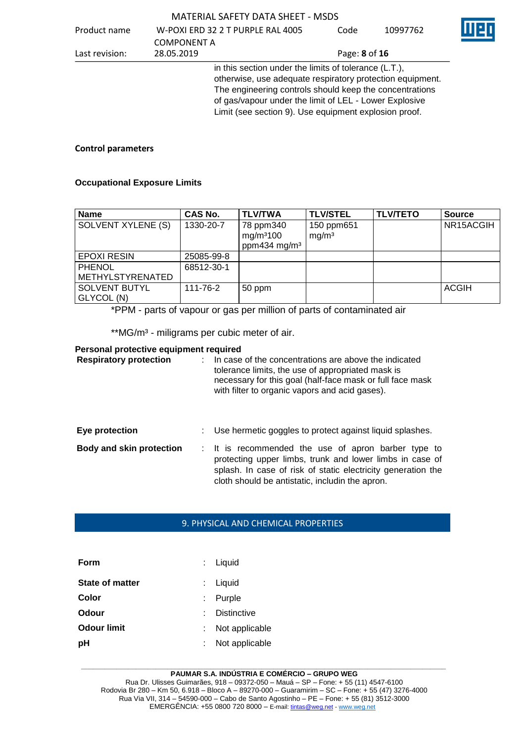in this section under the limits of tolerance (L.T.), otherwise, use adequate respiratory protection equipment. The engineering controls should keep the concentrations of gas/vapour under the limit of LEL - Lower Explosive Limit (see section 9). Use equipment explosion proof.

**Control parameters**

**Occupational Exposure Limits**

| Name | CAS No. | TLV/TWA | TLV/STEL | TLV/TETO | Source |
|---|---|---|---|---|---|
| SOLVENT XYLENE (S) | 1330-20-7 | 78 ppm340 mg/m³100 ppm434 mg/m³ | 150 ppm651 mg/m³ | | NR15ACGIH |
| EPOXI RESIN | 25085-99-8 | | | | |
| PHENOL METHYLSTYRENATED | 68512-30-1 | | | | |
| SOLVENT BUTYL GLYCOL (N) | 111-76-2 | 50 ppm | | | ACGIH |

*PPM - parts of vapour or gas per million of parts of contaminated air

**MG/m³ - miligrams per cubic meter of air.

**Personal protective equipment required**

**Respiratory protection** : In case of the concentrations are above the indicated tolerance limits, the use of appropriated mask is necessary for this goal (half-face mask or full face mask with filter to organic vapors and acid gases).

**Eye protection** : Use hermetic goggles to protect against liquid splashes.

**Body and skin protection** : It is recommended the use of apron barber type to protecting upper limbs, trunk and lower limbs in case of splash. In case of risk of static electricity generation the cloth should be antistatic, includin the apron.

## 9. PHYSICAL AND CHEMICAL PROPERTIES

**Form** : Liquid

**State of matter** : Liquid

**Color** : Purple

**Odour** : Distinctive

**Odour limit** : Not applicable

**pH** : Not applicable

**PAUMAR S.A. INDÚSTRIA E COMÉRCIO – GRUPO WEG**
Rua Dr. Ulisses Guimarães, 918 – 09372-050 – Mauá – SP – Fone: + 55 (11) 4547-6100
Rodovia Br 280 – Km 50, 6.918 – Bloco A – 89270-000 – Guaramirim – SC – Fone: + 55 (47) 3276-4000
Rua Via VII, 314 – 54590-000 – Cabo de Santo Agostinho – PE – Fone: + 55 (81) 3512-3000
EMERGÊNCIA: +55 0800 720 8000 – E-mail: tintas@weg.net - www.weg.net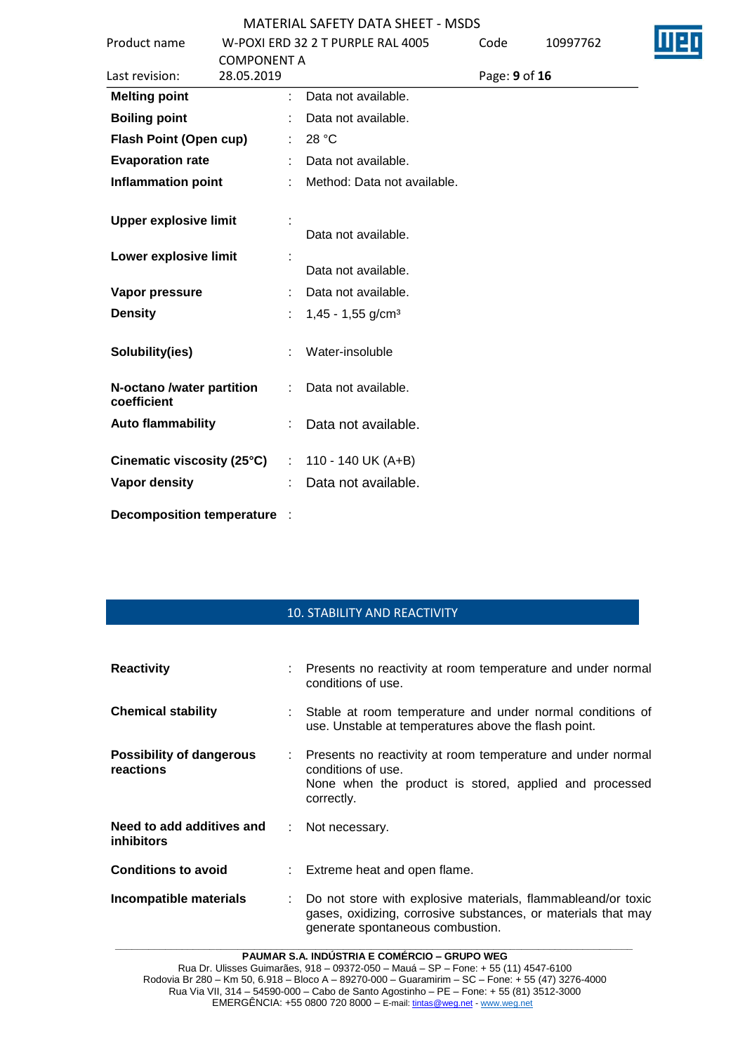| | | |
|---|---|---|
| **Melting point** | : | Data not available. |
| **Boiling point** | : | Data not available. |
| **Flash Point (Open cup)** | : | 28 °C |
| **Evaporation rate** | : | Data not available. |
| **Inflammation point** | : | Method: Data not available. |
| **Upper explosive limit** | : | Data not available. |
| **Lower explosive limit** | : | Data not available. |
| **Vapor pressure** | : | Data not available. |
| **Density** | : | 1,45 - 1,55 g/cm³ |
| **Solubility(ies)** | : | Water-insoluble |
| **N-octano /water partition coefficient** | : | Data not available. |
| **Auto flammability** | : | Data not available. |
| **Cinematic viscosity (25°C)** | : | 110 - 140 UK (A+B) |
| **Vapor density** | : | Data not available. |
| **Decomposition temperature** | : | |

## 10. STABILITY AND REACTIVITY

| | | |
|---|---|---|
| **Reactivity** | : | Presents no reactivity at room temperature and under normal conditions of use. |
| **Chemical stability** | : | Stable at room temperature and under normal conditions of use. Unstable at temperatures above the flash point. |
| **Possibility of dangerous reactions** | : | Presents no reactivity at room temperature and under normal conditions of use.<br>None when the product is stored, applied and processed correctly. |
| **Need to add additives and inhibitors** | : | Not necessary. |
| **Conditions to avoid** | : | Extreme heat and open flame. |
| **Incompatible materials** | : | Do not store with explosive materials, flammableand/or toxic gases, oxidizing, corrosive substances, or materials that may generate spontaneous combustion. |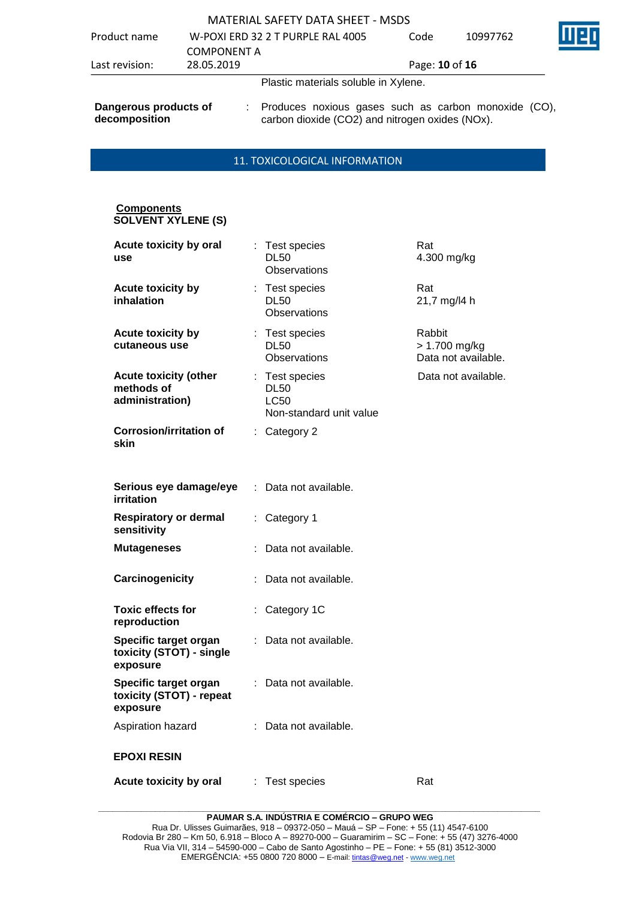Plastic materials soluble in Xylene.

**Dangerous products of decomposition** : Produces noxious gases such as carbon monoxide (CO), carbon dioxide ($CO_2$) and nitrogen oxides (NOx).

## 11. TOXICOLOGICAL INFORMATION

**Components**

**SOLVENT XYLENE (S)**

| | | |
|---|---|---|
| **Acute toxicity by oral use** | : Test species<br>DL50<br>Observations | Rat<br>4.300 mg/kg |
| **Acute toxicity by inhalation** | : Test species<br>DL50<br>Observations | Rat<br>21,7 mg/l4 h |
| **Acute toxicity by cutaneous use** | : Test species<br>DL50<br>Observations | Rabbit<br>> 1.700 mg/kg<br>Data not available. |
| **Acute toxicity (other methods of administration)** | : Test species<br>DL50<br>LC50<br>Non-standard unit value | Data not available. |
| **Corrosion/irritation of skin** | : Category 2 | |
| **Serious eye damage/eye irritation** | : Data not available. | |
| **Respiratory or dermal sensitivity** | : Category 1 | |
| **Mutageneses** | : Data not available. | |
| **Carcinogenicity** | : Data not available. | |
| **Toxic effects for reproduction** | : Category 1C | |
| **Specific target organ toxicity (STOT) - single exposure** | : Data not available. | |
| **Specific target organ toxicity (STOT) - repeat exposure** | : Data not available. | |
| Aspiration hazard | : Data not available. | |

**EPOXI RESIN**

| | | |
|---|---|---|
| **Acute toxicity by oral** | : Test species | Rat |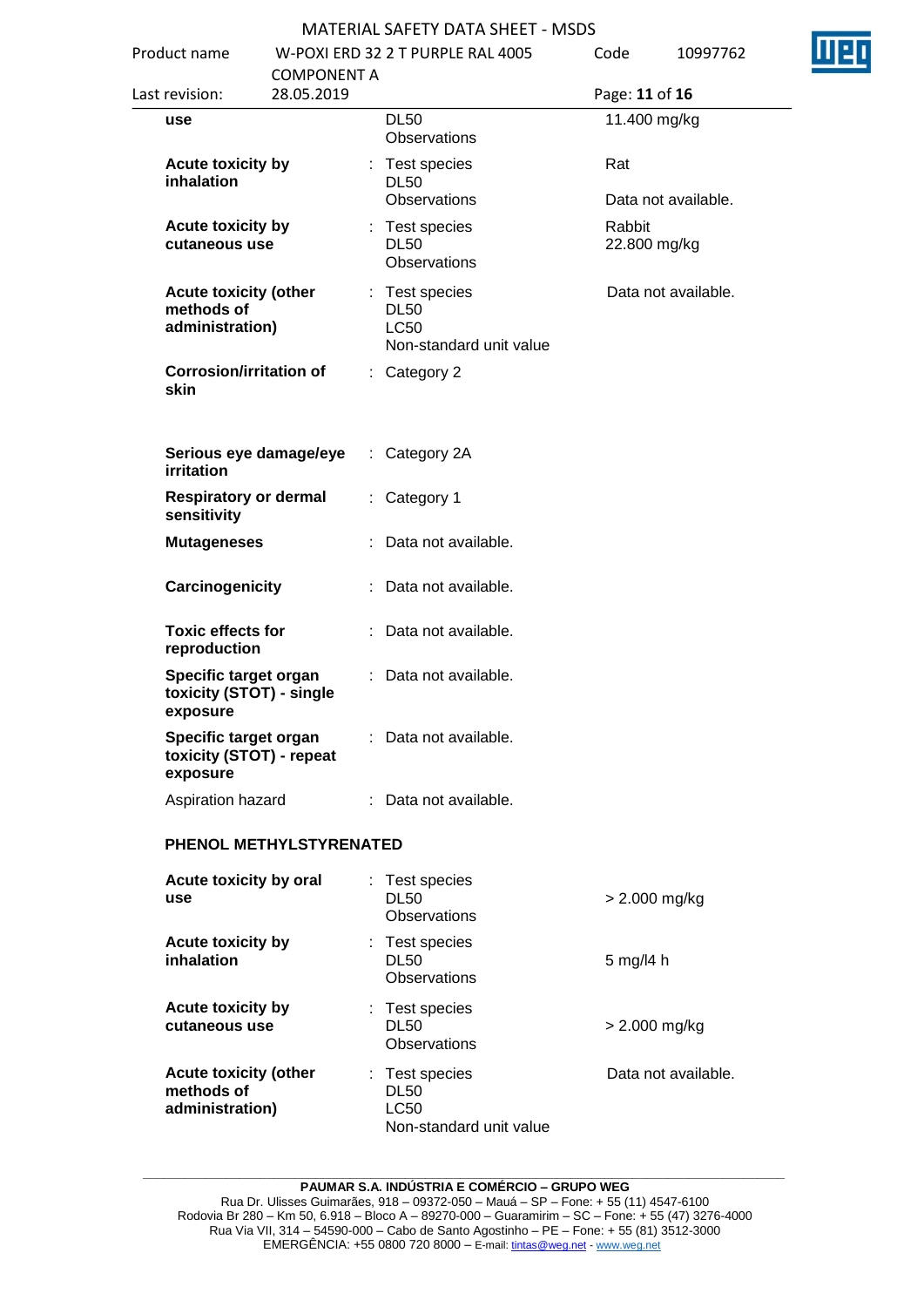| | | | |
|---|---|---|---|
| **use** | | DL50<br>Observations | 11.400 mg/kg |
| **Acute toxicity by inhalation** | : | Test species<br>DL50<br>Observations | Rat<br><br>Data not available. |
| **Acute toxicity by cutaneous use** | : | Test species<br>DL50<br>Observations | Rabbit<br>22.800 mg/kg |
| **Acute toxicity (other methods of administration)** | : | Test species<br>DL50<br>LC50<br>Non-standard unit value | Data not available. |
| **Corrosion/irritation of skin** | : | Category 2 | |
| **Serious eye damage/eye irritation** | : | Category 2A | |
| **Respiratory or dermal sensitivity** | : | Category 1 | |
| **Mutageneses** | : | Data not available. | |
| **Carcinogenicity** | : | Data not available. | |
| **Toxic effects for reproduction** | : | Data not available. | |
| **Specific target organ toxicity (STOT) - single exposure** | : | Data not available. | |
| **Specific target organ toxicity (STOT) - repeat exposure** | : | Data not available. | |
| Aspiration hazard | : | Data not available. | |

**PHENOL METHYLSTYRENATED**

| | | | |
|---|---|---|---|
| **Acute toxicity by oral use** | : | Test species<br>DL50<br>Observations | <br>> 2.000 mg/kg |
| **Acute toxicity by inhalation** | : | Test species<br>DL50<br>Observations | <br>5 mg/l4 h |
| **Acute toxicity by cutaneous use** | : | Test species<br>DL50<br>Observations | <br>> 2.000 mg/kg |
| **Acute toxicity (other methods of administration)** | : | Test species<br>DL50<br>LC50<br>Non-standard unit value | Data not available. |

**PAUMAR S.A. INDÚSTRIA E COMÉRCIO – GRUPO WEG**
Rua Dr. Ulisses Guimarães, 918 – 09372-050 – Mauá – SP – Fone: + 55 (11) 4547-6100
Rodovia Br 280 – Km 50, 6.918 – Bloco A – 89270-000 – Guaramirim – SC – Fone: + 55 (47) 3276-4000
Rua Via VII, 314 – 54590-000 – Cabo de Santo Agostinho – PE – Fone: + 55 (81) 3512-3000
EMERGÊNCIA: +55 0800 720 8000 – E-mail: tintas@weg.net - www.weg.net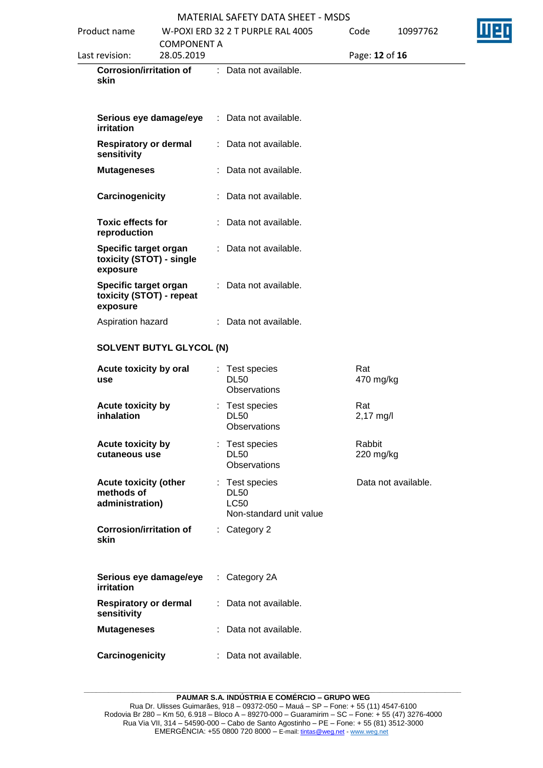| | | | |
|---|---|---|---|
| **Corrosion/irritation of skin** | : | Data not available. | |
| **Serious eye damage/eye irritation** | : | Data not available. | |
| **Respiratory or dermal sensitivity** | : | Data not available. | |
| **Mutageneses** | : | Data not available. | |
| **Carcinogenicity** | : | Data not available. | |
| **Toxic effects for reproduction** | : | Data not available. | |
| **Specific target organ toxicity (STOT) - single exposure** | : | Data not available. | |
| **Specific target organ toxicity (STOT) - repeat exposure** | : | Data not available. | |
| Aspiration hazard | : | Data not available. | |

**SOLVENT BUTYL GLYCOL (N)**

| | | | |
|---|---|---|---|
| **Acute toxicity by oral use** | : | Test species<br>DL50<br>Observations | Rat<br>470 mg/kg |
| **Acute toxicity by inhalation** | : | Test species<br>DL50<br>Observations | Rat<br>2,17 mg/l |
| **Acute toxicity by cutaneous use** | : | Test species<br>DL50<br>Observations | Rabbit<br>220 mg/kg |
| **Acute toxicity (other methods of administration)** | : | Test species<br>DL50<br>LC50<br>Non-standard unit value | Data not available. |
| **Corrosion/irritation of skin** | : | Category 2 | |
| **Serious eye damage/eye irritation** | : | Category 2A | |
| **Respiratory or dermal sensitivity** | : | Data not available. | |
| **Mutageneses** | : | Data not available. | |
| **Carcinogenicity** | : | Data not available. | |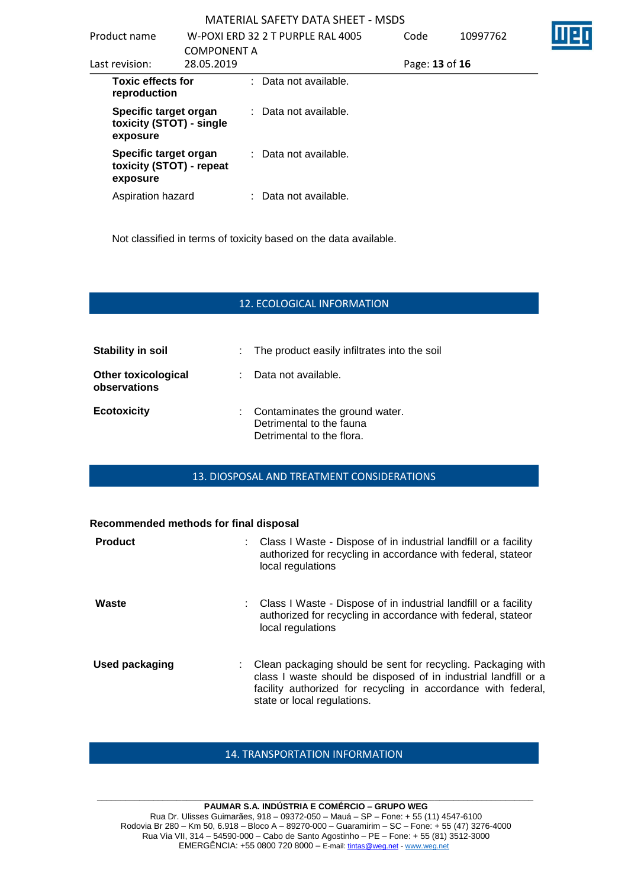| | | |
|---|---|---|
| **Toxic effects for reproduction** | : | Data not available. |
| **Specific target organ toxicity (STOT) - single exposure** | : | Data not available. |
| **Specific target organ toxicity (STOT) - repeat exposure** | : | Data not available. |
| Aspiration hazard | : | Data not available. |

Not classified in terms of toxicity based on the data available.

## 12. ECOLOGICAL INFORMATION

| | | |
|---|---|---|
| **Stability in soil** | : | The product easily infiltrates into the soil |
| **Other toxicological observations** | : | Data not available. |
| **Ecotoxicity** | : | Contaminates the ground water.<br>Detrimental to the fauna<br>Detrimental to the flora. |

## 13. DIOSPOSAL AND TREATMENT CONSIDERATIONS

**Recommended methods for final disposal**

| | | |
|---|---|---|
| **Product** | : | Class I Waste - Dispose of in industrial landfill or a facility authorized for recycling in accordance with federal, stateor local regulations |
| **Waste** | : | Class I Waste - Dispose of in industrial landfill or a facility authorized for recycling in accordance with federal, stateor local regulations |
| **Used packaging** | : | Clean packaging should be sent for recycling. Packaging with class I waste should be disposed of in industrial landfill or a facility authorized for recycling in accordance with federal, state or local regulations. |

## 14. TRANSPORTATION INFORMATION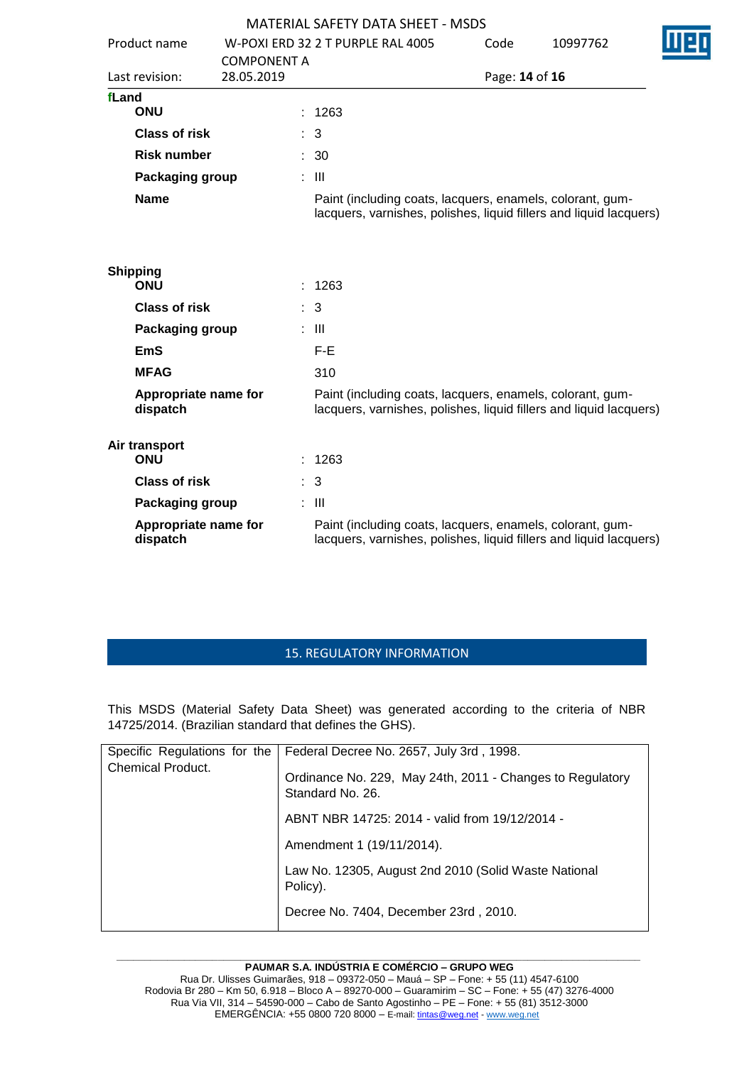**fLand**

| | | |
|---|---|---|
| **ONU** | : | 1263 |
| **Class of risk** | : | 3 |
| **Risk number** | : | 30 |
| **Packaging group** | : | III |
| **Name** | | Paint (including coats, lacquers, enamels, colorant, gum-lacquers, varnishes, polishes, liquid fillers and liquid lacquers) |

**Shipping**

| | | |
|---|---|---|
| **ONU** | : | 1263 |
| **Class of risk** | : | 3 |
| **Packaging group** | : | III |
| **EmS** | | F-E |
| **MFAG** | | 310 |
| **Appropriate name for dispatch** | | Paint (including coats, lacquers, enamels, colorant, gum-lacquers, varnishes, polishes, liquid fillers and liquid lacquers) |

**Air transport**

| | | |
|---|---|---|
| **ONU** | : | 1263 |
| **Class of risk** | : | 3 |
| **Packaging group** | : | III |
| **Appropriate name for dispatch** | | Paint (including coats, lacquers, enamels, colorant, gum-lacquers, varnishes, polishes, liquid fillers and liquid lacquers) |

## 15. REGULATORY INFORMATION

This MSDS (Material Safety Data Sheet) was generated according to the criteria of NBR 14725/2014. (Brazilian standard that defines the GHS).

| Specific Regulations for the Chemical Product. | Federal Decree No. 2657, July 3rd , 1998.<br>Ordinance No. 229, May 24th, 2011 - Changes to Regulatory Standard No. 26.<br>ABNT NBR 14725: 2014 - valid from 19/12/2014 -<br>Amendment 1 (19/11/2014).<br>Law No. 12305, August 2nd 2010 (Solid Waste National Policy).<br>Decree No. 7404, December 23rd , 2010. |
|---|---|

**PAUMAR S.A. INDÚSTRIA E COMÉRCIO – GRUPO WEG**
Rua Dr. Ulisses Guimarães, 918 – 09372-050 – Mauá – SP – Fone: + 55 (11) 4547-6100
Rodovia Br 280 – Km 50, 6.918 – Bloco A – 89270-000 – Guaramirim – SC – Fone: + 55 (47) 3276-4000
Rua Via VII, 314 – 54590-000 – Cabo de Santo Agostinho – PE – Fone: + 55 (81) 3512-3000
EMERGÊNCIA: +55 0800 720 8000 – E-mail: tintas@weg.net - www.weg.net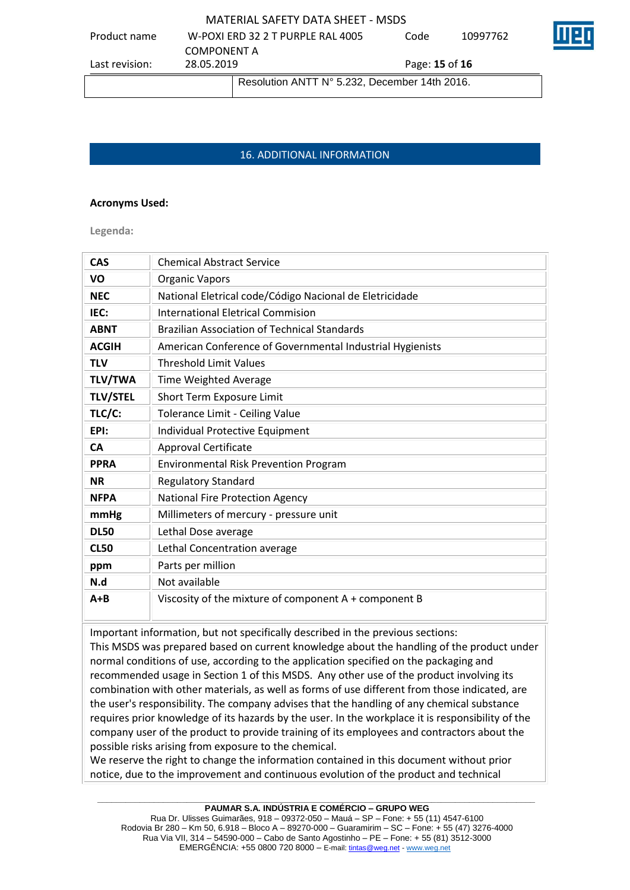| | Resolution ANTT N° 5.232, December 14th 2016. |
|---|---|

## 16. ADDITIONAL INFORMATION

**Acronyms Used:**

**Legenda:**

| | |
|---|---|
| **CAS** | Chemical Abstract Service |
| **VO** | Organic Vapors |
| **NEC** | National Eletrical code/Código Nacional de Eletricidade |
| **IEC:** | International Eletrical Commision |
| **ABNT** | Brazilian Association of Technical Standards |
| **ACGIH** | American Conference of Governmental Industrial Hygienists |
| **TLV** | Threshold Limit Values |
| **TLV/TWA** | Time Weighted Average |
| **TLV/STEL** | Short Term Exposure Limit |
| **TLC/C:** | Tolerance Limit - Ceiling Value |
| **EPI:** | Individual Protective Equipment |
| **CA** | Approval Certificate |
| **PPRA** | Environmental Risk Prevention Program |
| **NR** | Regulatory Standard |
| **NFPA** | National Fire Protection Agency |
| **mmHg** | Millimeters of mercury - pressure unit |
| **DL50** | Lethal Dose average |
| **CL50** | Lethal Concentration average |
| **ppm** | Parts per million |
| **N.d** | Not available |
| **A+B** | Viscosity of the mixture of component A + component B |

Important information, but not specifically described in the previous sections:
This MSDS was prepared based on current knowledge about the handling of the product under normal conditions of use, according to the application specified on the packaging and recommended usage in Section 1 of this MSDS. Any other use of the product involving its combination with other materials, as well as forms of use different from those indicated, are the user's responsibility. The company advises that the handling of any chemical substance requires prior knowledge of its hazards by the user. In the workplace it is responsibility of the company user of the product to provide training of its employees and contractors about the possible risks arising from exposure to the chemical.
We reserve the right to change the information contained in this document without prior notice, due to the improvement and continuous evolution of the product and technical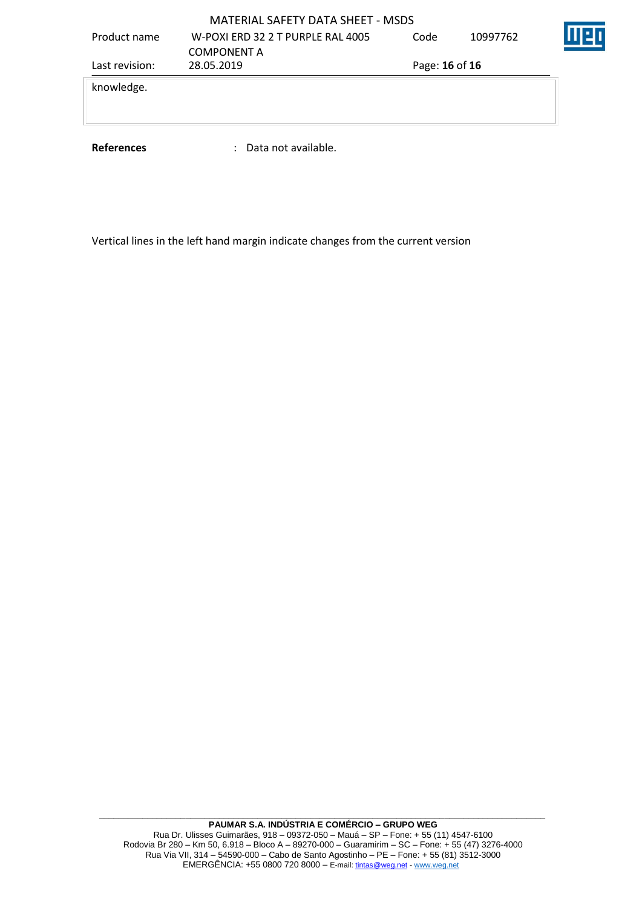knowledge.

**References** : Data not available.

Vertical lines in the left hand margin indicate changes from the current version